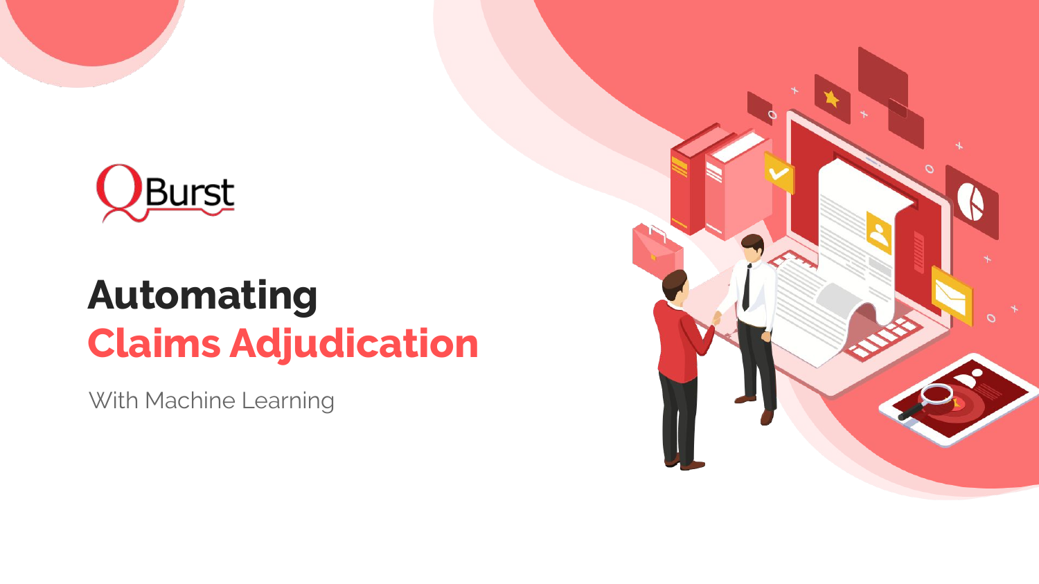QBurst

# Automating Claims Adjudication

With Machine Learning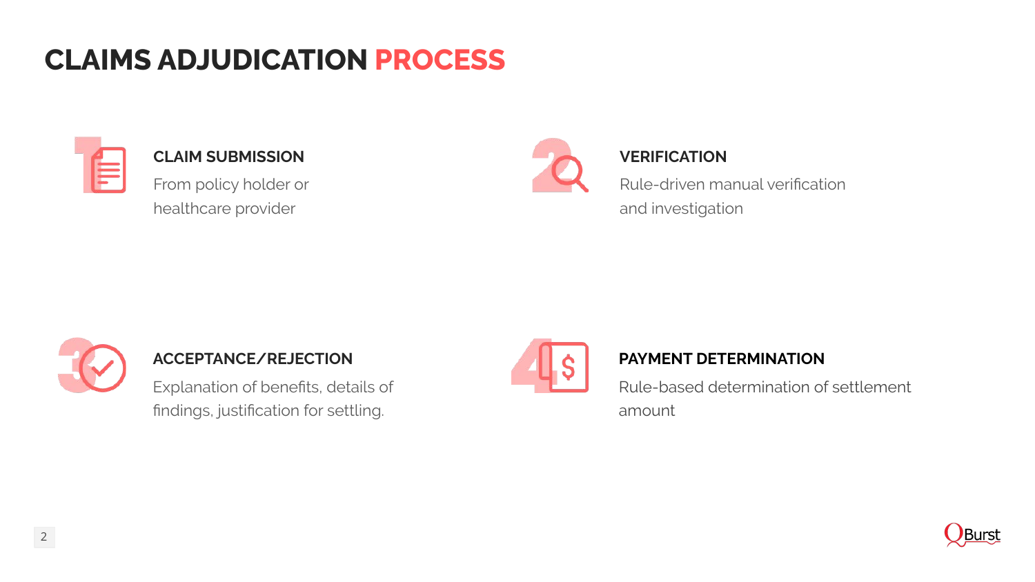# CLAIMS ADJUDICATION PROCESS

### 1. CLAIM SUBMISSION

From policy holder or healthcare provider

### 2. VERIFICATION

Rule-driven manual verification and investigation

### 3. ACCEPTANCE/REJECTION

Explanation of benefits, details of findings, justification for settling.

### 4. PAYMENT DETERMINATION

Rule-based determination of settlement amount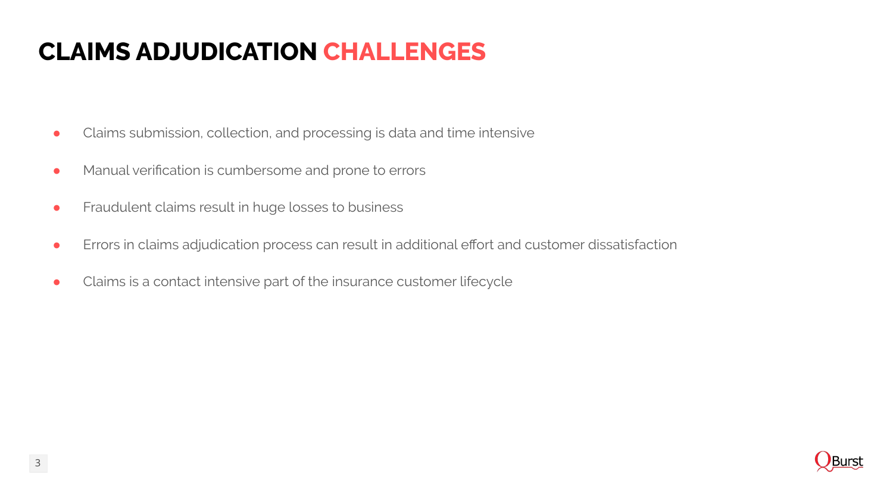# CLAIMS ADJUDICATION CHALLENGES

- Claims submission, collection, and processing is data and time intensive
- Manual verification is cumbersome and prone to errors
- Fraudulent claims result in huge losses to business
- Errors in claims adjudication process can result in additional effort and customer dissatisfaction
- Claims is a contact intensive part of the insurance customer lifecycle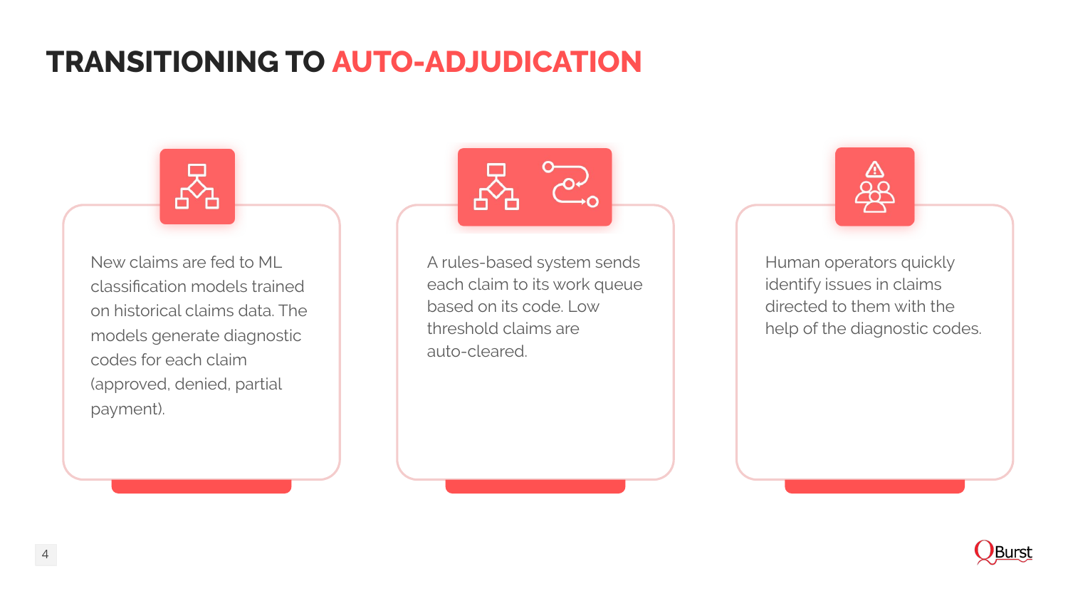# TRANSITIONING TO AUTO-ADJUDICATION

New claims are fed to ML classification models trained on historical claims data. The models generate diagnostic codes for each claim (approved, denied, partial payment).

A rules-based system sends each claim to its work queue based on its code. Low threshold claims are auto-cleared.

Human operators quickly identify issues in claims directed to them with the help of the diagnostic codes.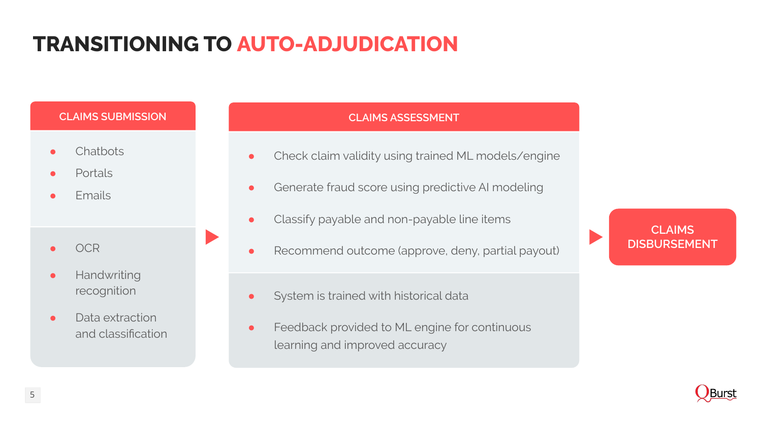# TRANSITIONING TO AUTO-ADJUDICATION

## CLAIMS SUBMISSION

- Chatbots
- Portals
- Emails

- OCR
- Handwriting recognition
- Data extraction and classification

## CLAIMS ASSESSMENT

- Check claim validity using trained ML models/engine
- Generate fraud score using predictive AI modeling
- Classify payable and non-payable line items
- Recommend outcome (approve, deny, partial payout)

- System is trained with historical data
- Feedback provided to ML engine for continuous learning and improved accuracy

## CLAIMS DISBURSEMENT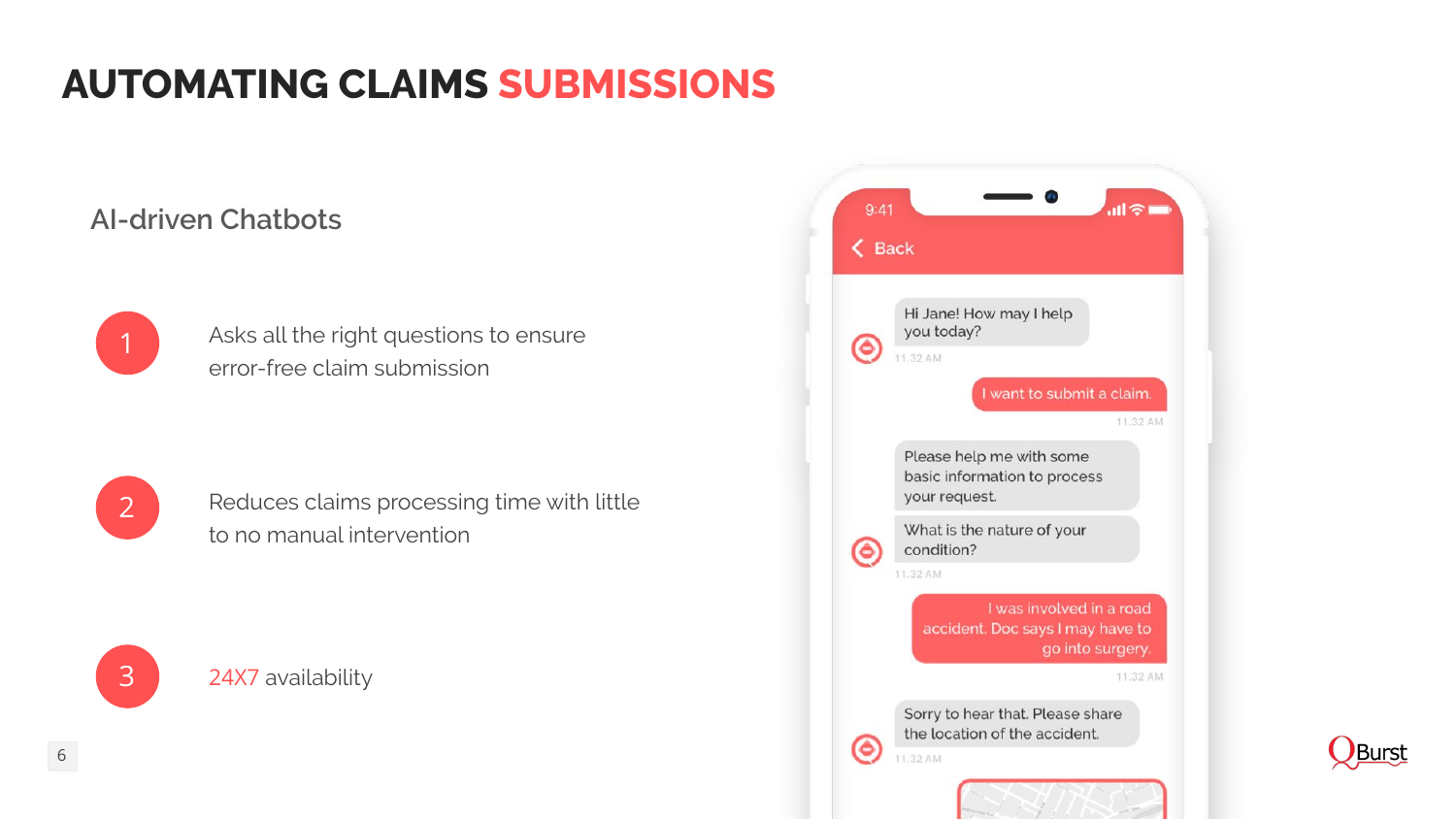# AUTOMATING CLAIMS SUBMISSIONS

## AI-driven Chatbots

1. Asks all the right questions to ensure error-free claim submission

2. Reduces claims processing time with little to no manual intervention

3. 24X7 availability

9:41

Back

Hi Jane! How may I help you today?

11.32 AM

I want to submit a claim.

11.32 AM

Please help me with some basic information to process your request.

What is the nature of your condition?

11.32 AM

I was involved in a road accident. Doc says I may have to go into surgery.

11.32 AM

Sorry to hear that. Please share the location of the accident.

11.32 AM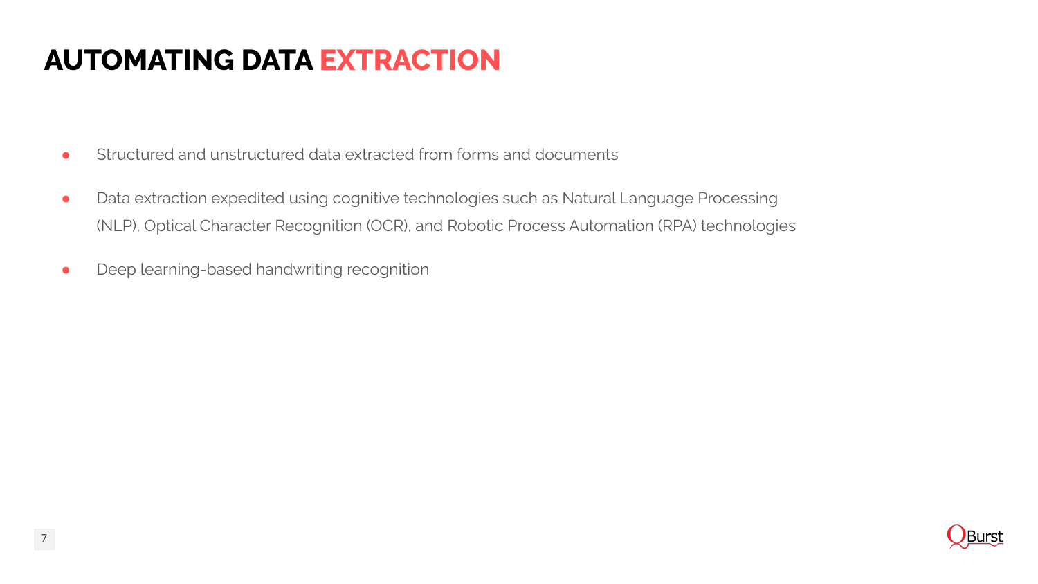# AUTOMATING DATA EXTRACTION

- Structured and unstructured data extracted from forms and documents
- Data extraction expedited using cognitive technologies such as Natural Language Processing (NLP), Optical Character Recognition (OCR), and Robotic Process Automation (RPA) technologies
- Deep learning-based handwriting recognition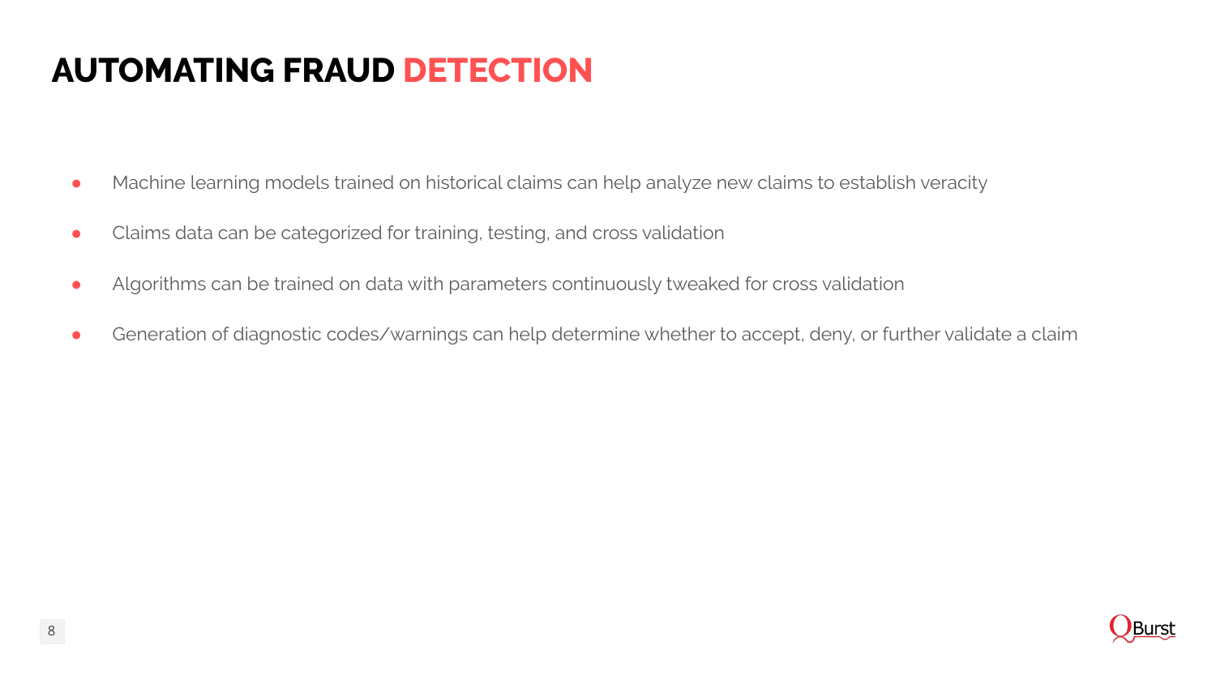# AUTOMATING FRAUD DETECTION

- Machine learning models trained on historical claims can help analyze new claims to establish veracity
- Claims data can be categorized for training, testing, and cross validation
- Algorithms can be trained on data with parameters continuously tweaked for cross validation
- Generation of diagnostic codes/warnings can help determine whether to accept, deny, or further validate a claim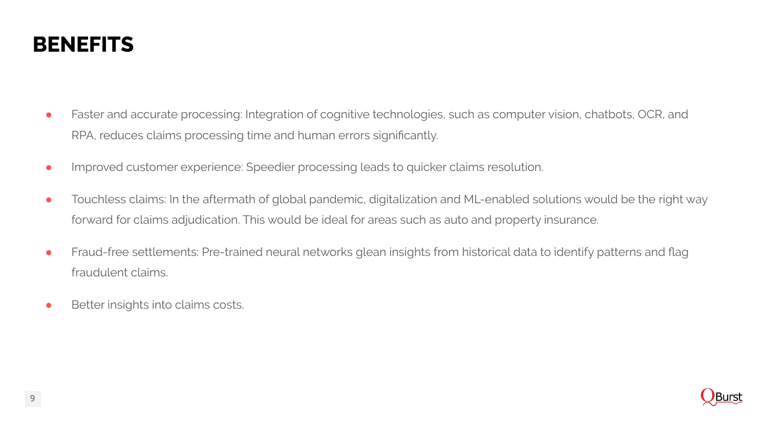# BENEFITS

- Faster and accurate processing: Integration of cognitive technologies, such as computer vision, chatbots, OCR, and RPA, reduces claims processing time and human errors significantly.
- Improved customer experience: Speedier processing leads to quicker claims resolution.
- Touchless claims: In the aftermath of global pandemic, digitalization and ML-enabled solutions would be the right way forward for claims adjudication. This would be ideal for areas such as auto and property insurance.
- Fraud-free settlements: Pre-trained neural networks glean insights from historical data to identify patterns and flag fraudulent claims.
- Better insights into claims costs.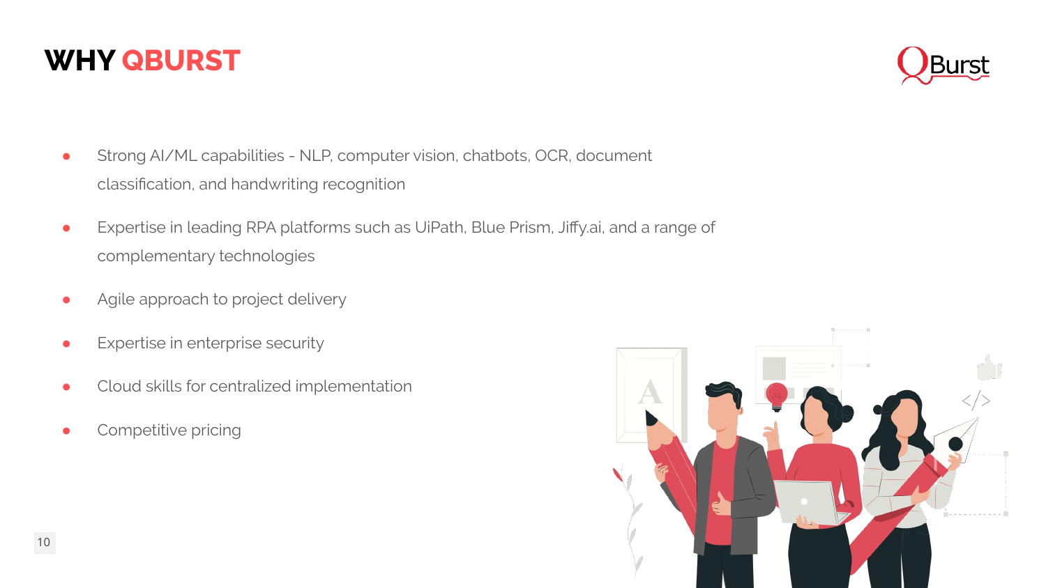# WHY QBURST

- Strong AI/ML capabilities - NLP, computer vision, chatbots, OCR, document classification, and handwriting recognition
- Expertise in leading RPA platforms such as UiPath, Blue Prism, Jiffy.ai, and a range of complementary technologies
- Agile approach to project delivery
- Expertise in enterprise security
- Cloud skills for centralized implementation
- Competitive pricing